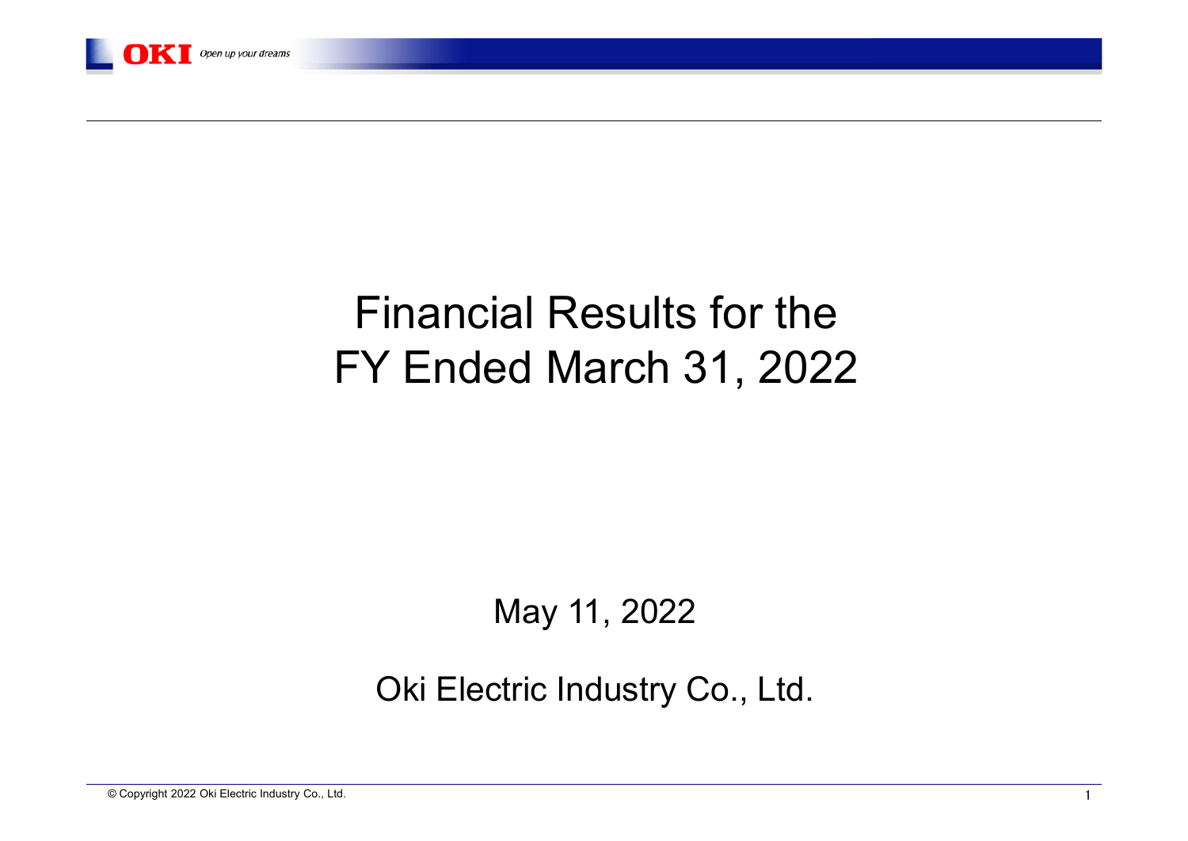# Financial Results for the FY Ended March 31, 2022

May 11, 2022

Oki Electric Industry Co., Ltd.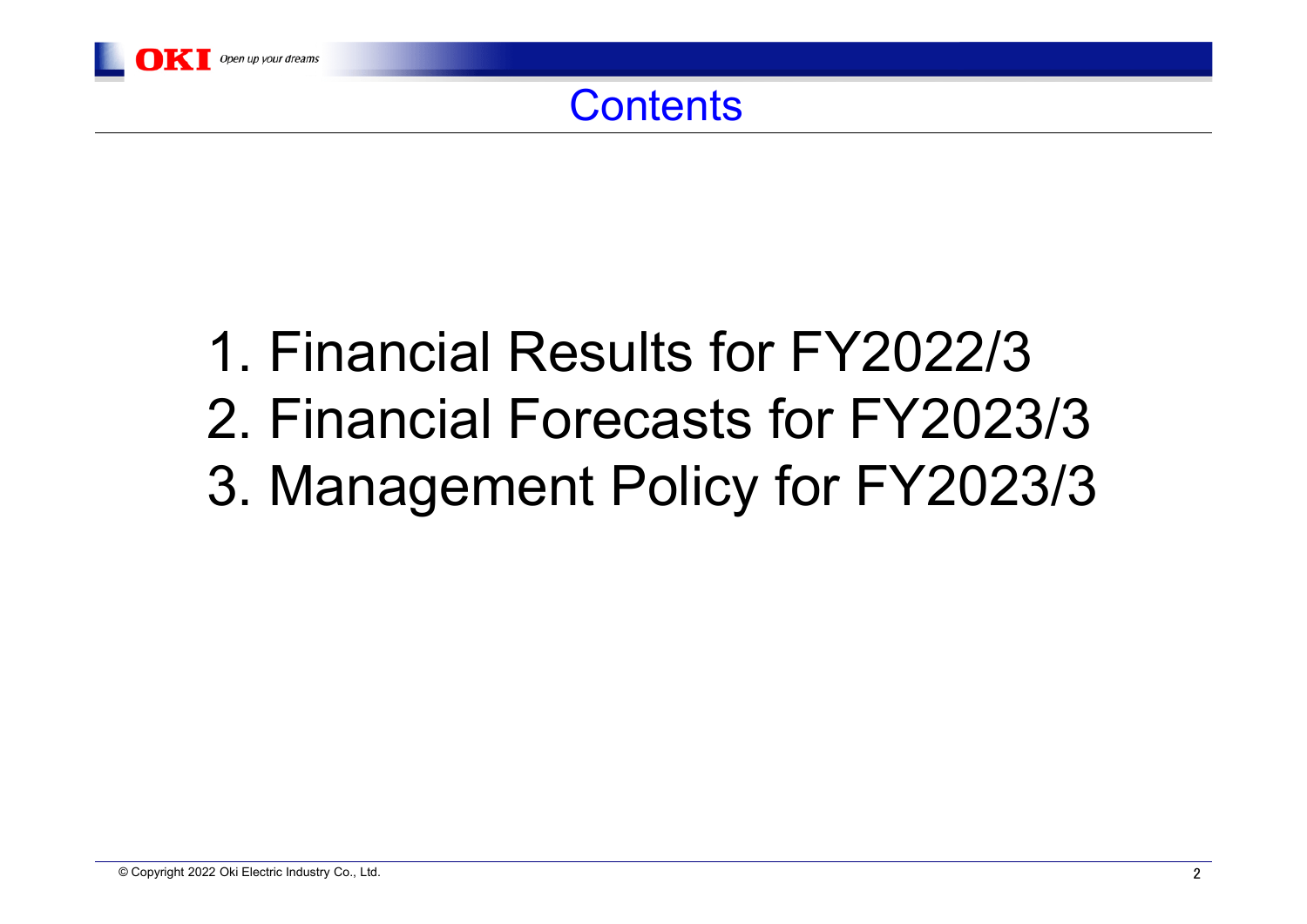# Contents

1. Financial Results for FY2022/3
2. Financial Forecasts for FY2023/3
3. Management Policy for FY2023/3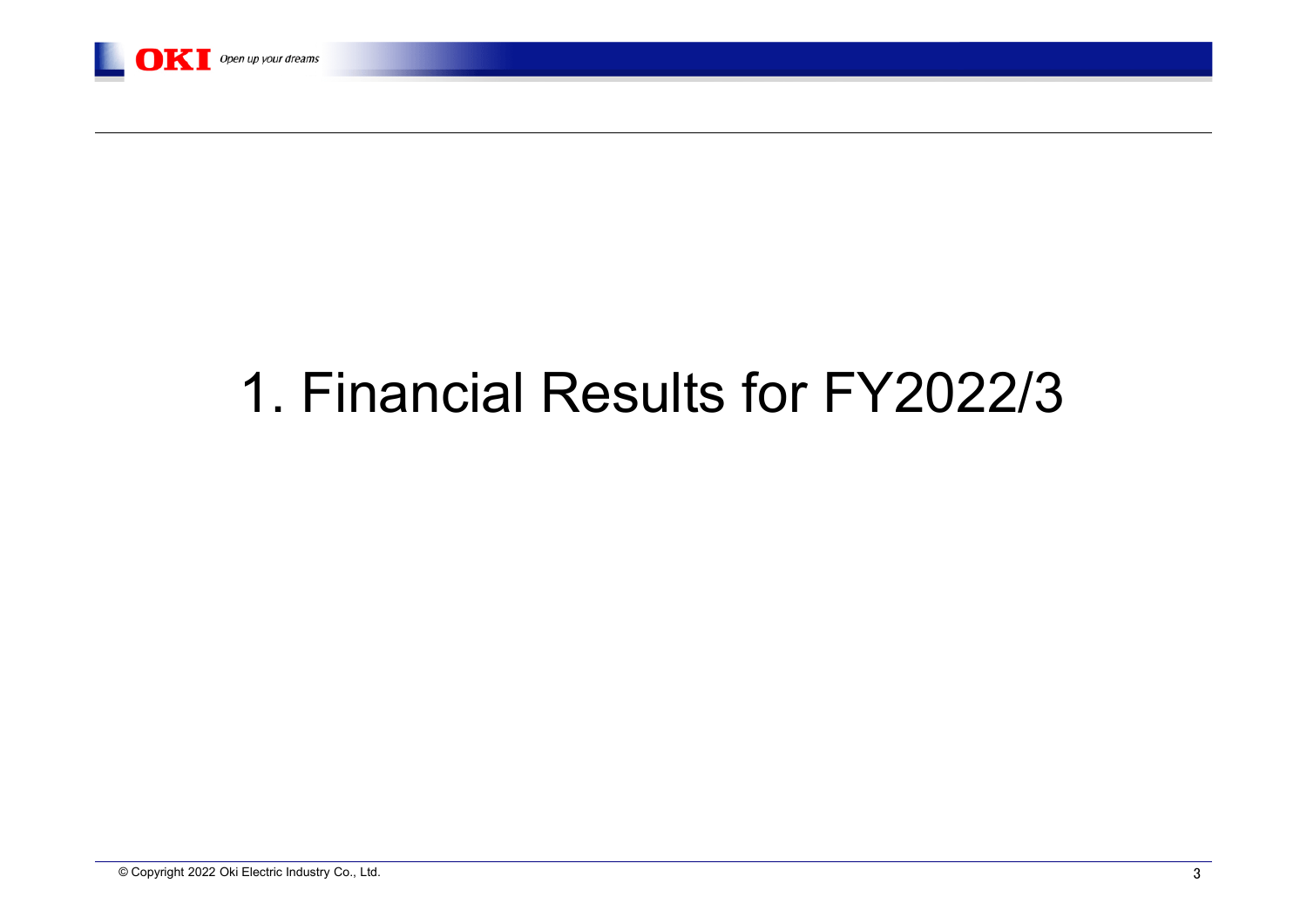# 1. Financial Results for FY2022/3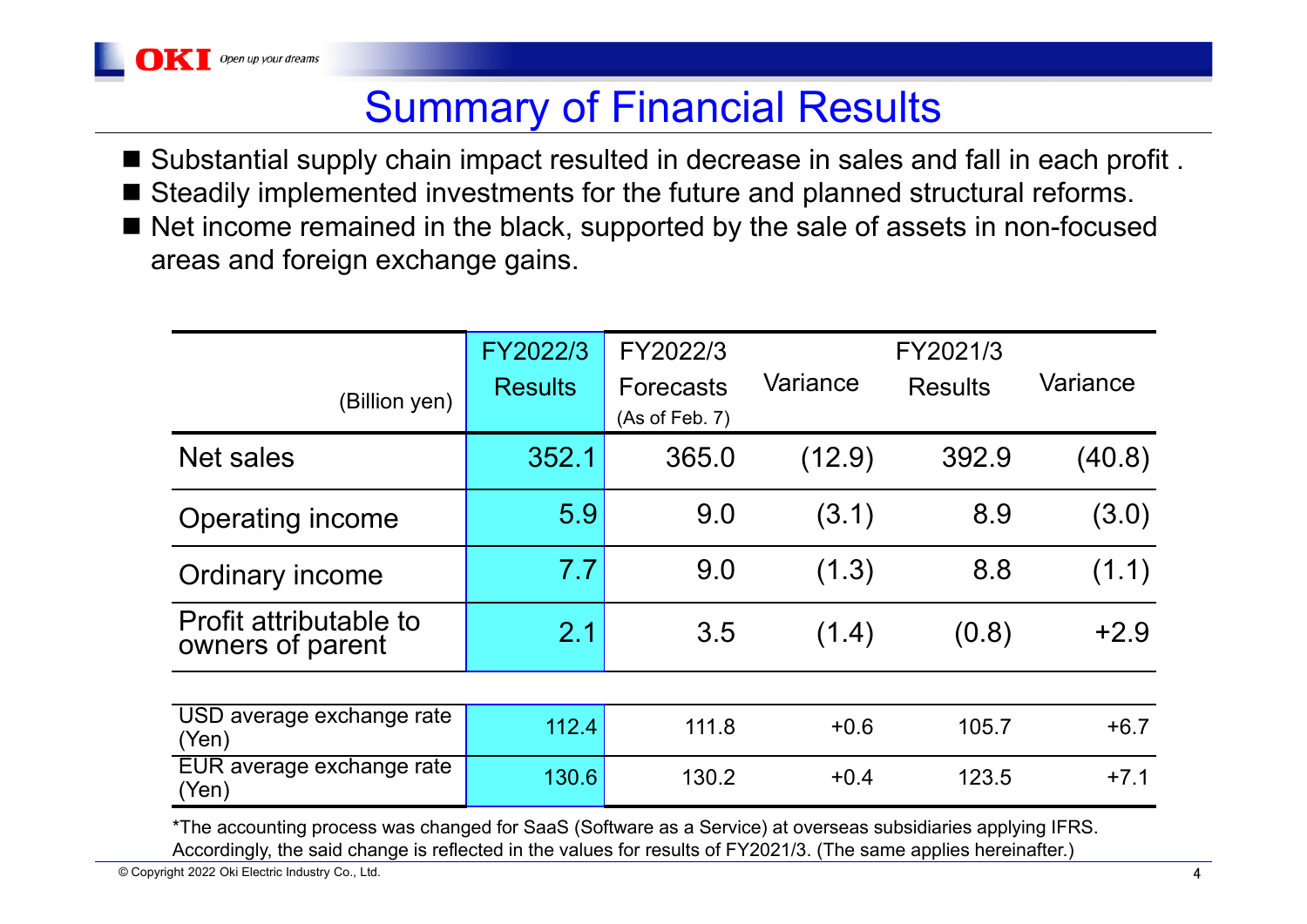# Summary of Financial Results

- Substantial supply chain impact resulted in decrease in sales and fall in each profit .
- Steadily implemented investments for the future and planned structural reforms.
- Net income remained in the black, supported by the sale of assets in non-focused areas and foreign exchange gains.

| (Billion yen) | FY2022/3 Results | FY2022/3 Forecasts (As of Feb. 7) | Variance | FY2021/3 Results | Variance |
|---|---|---|---|---|---|
| Net sales | 352.1 | 365.0 | (12.9) | 392.9 | (40.8) |
| Operating income | 5.9 | 9.0 | (3.1) | 8.9 | (3.0) |
| Ordinary income | 7.7 | 9.0 | (1.3) | 8.8 | (1.1) |
| Profit attributable to owners of parent | 2.1 | 3.5 | (1.4) | (0.8) | +2.9 |
| USD average exchange rate (Yen) | 112.4 | 111.8 | +0.6 | 105.7 | +6.7 |
| EUR average exchange rate (Yen) | 130.6 | 130.2 | +0.4 | 123.5 | +7.1 |

*The accounting process was changed for SaaS (Software as a Service) at overseas subsidiaries applying IFRS. Accordingly, the said change is reflected in the values for results of FY2021/3. (The same applies hereinafter.)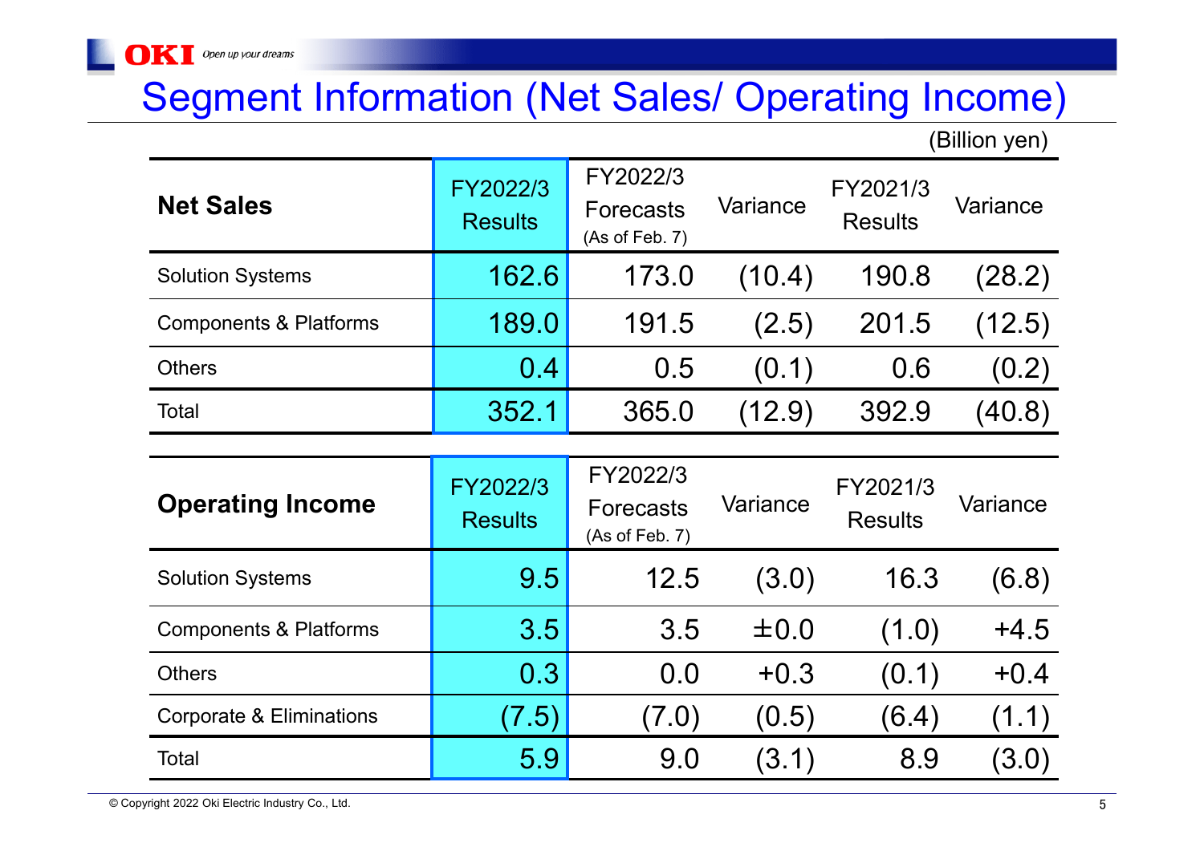# Segment Information (Net Sales/ Operating Income)

(Billion yen)

| Net Sales | FY2022/3 Results | FY2022/3 Forecasts (As of Feb. 7) | Variance | FY2021/3 Results | Variance |
|---|---|---|---|---|---|
| Solution Systems | 162.6 | 173.0 | (10.4) | 190.8 | (28.2) |
| Components & Platforms | 189.0 | 191.5 | (2.5) | 201.5 | (12.5) |
| Others | 0.4 | 0.5 | (0.1) | 0.6 | (0.2) |
| Total | 352.1 | 365.0 | (12.9) | 392.9 | (40.8) |

| Operating Income | FY2022/3 Results | FY2022/3 Forecasts (As of Feb. 7) | Variance | FY2021/3 Results | Variance |
|---|---|---|---|---|---|
| Solution Systems | 9.5 | 12.5 | (3.0) | 16.3 | (6.8) |
| Components & Platforms | 3.5 | 3.5 | ±0.0 | (1.0) | +4.5 |
| Others | 0.3 | 0.0 | +0.3 | (0.1) | +0.4 |
| Corporate & Eliminations | (7.5) | (7.0) | (0.5) | (6.4) | (1.1) |
| Total | 5.9 | 9.0 | (3.1) | 8.9 | (3.0) |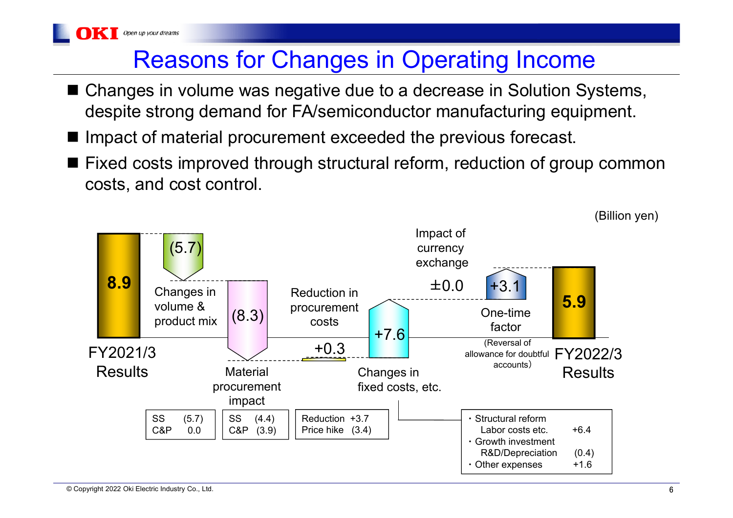# Reasons for Changes in Operating Income

- Changes in volume was negative due to a decrease in Solution Systems, despite strong demand for FA/semiconductor manufacturing equipment.
- Impact of material procurement exceeded the previous forecast.
- Fixed costs improved through structural reform, reduction of group common costs, and cost control.

(Billion yen)

| Item | Amount |
|---|---|
| FY2021/3 Results | 8.9 |
| Changes in volume & product mix | (5.7) |
| Material procurement impact | (8.3) |
| Reduction in procurement costs | +0.3 |
| Changes in fixed costs, etc. | +7.6 |
| Impact of currency exchange | ±0.0 |
| One-time factor (Reversal of allowance for doubtful accounts) | +3.1 |
| FY2022/3 Results | 5.9 |

Changes in volume & product mix:

| | |
|---|---|
| SS | (5.7) |
| C&P | 0.0 |

Material procurement impact:

| | |
|---|---|
| SS | (4.4) |
| C&P | (3.9) |

Reduction in procurement costs:

| | |
|---|---|
| Reduction | +3.7 |
| Price hike | (3.4) |

Changes in fixed costs, etc.:

| | |
|---|---|
| ・Structural reform Labor costs etc. | +6.4 |
| ・Growth investment R&D/Depreciation | (0.4) |
| ・Other expenses | +1.6 |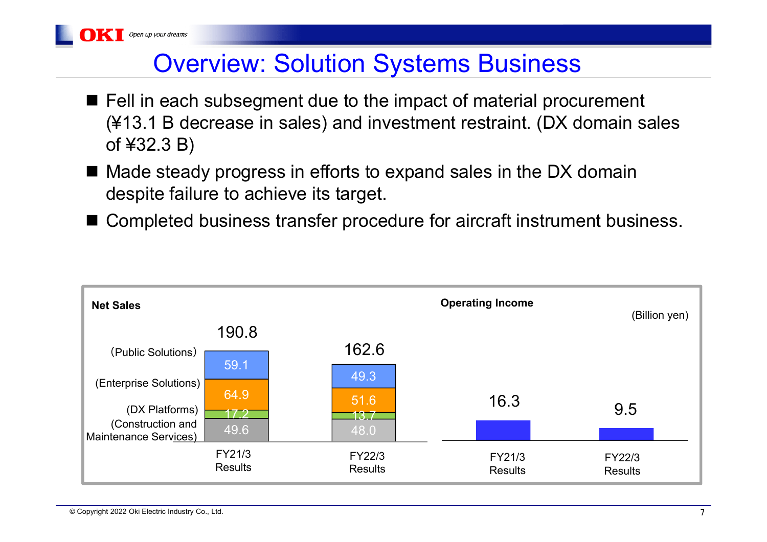# Overview: Solution Systems Business

- Fell in each subsegment due to the impact of material procurement (¥13.1 B decrease in sales) and investment restraint. (DX domain sales of ¥32.3 B)
- Made steady progress in efforts to expand sales in the DX domain despite failure to achieve its target.
- Completed business transfer procedure for aircraft instrument business.

(Billion yen)

**Net Sales**

| | FY21/3 Results | FY22/3 Results |
|---|---|---|
| (Public Solutions) | 59.1 | 49.3 |
| (Enterprise Solutions) | 64.9 | 51.6 |
| (DX Platforms) | 17.2 | 13.7 |
| (Construction and Maintenance Services) | 49.6 | 48.0 |
| Total | 190.8 | 162.6 |

**Operating Income**

| FY21/3 Results | FY22/3 Results |
|---|---|
| 16.3 | 9.5 |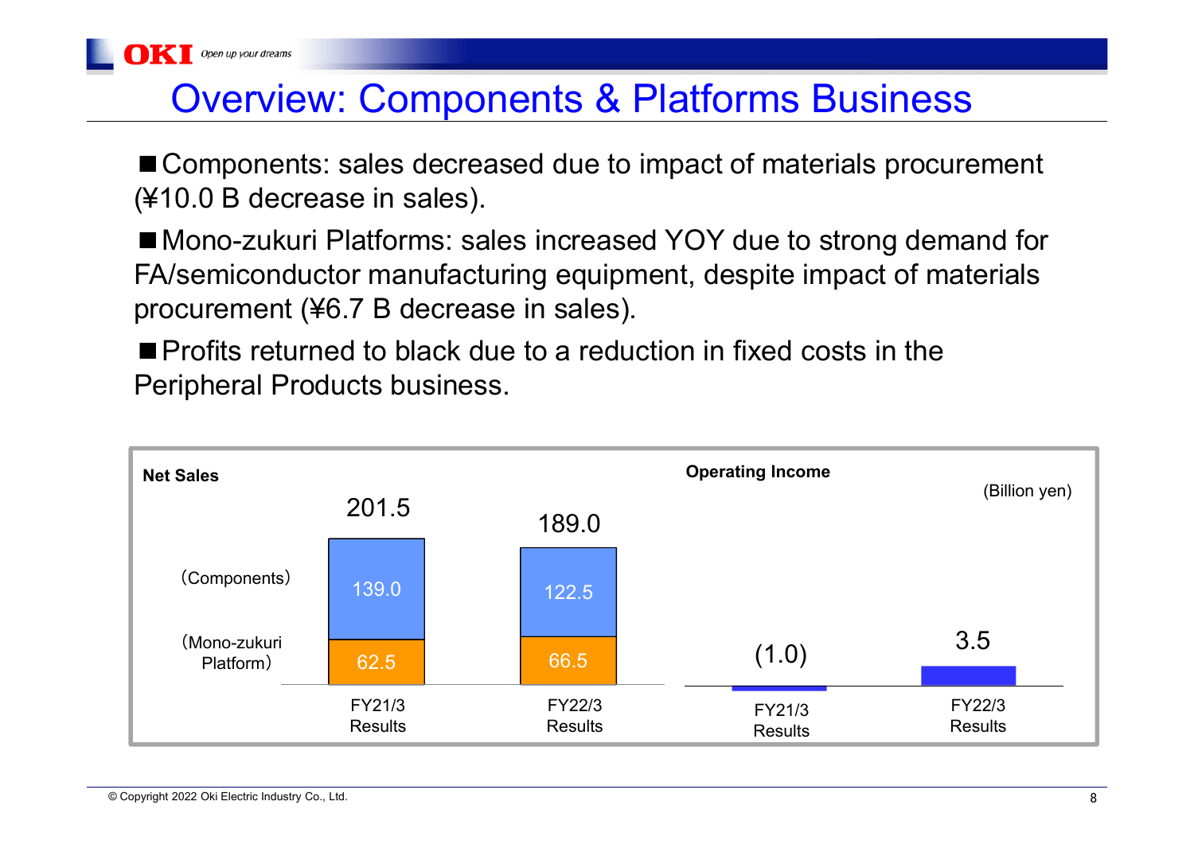# Overview: Components & Platforms Business

■ Components: sales decreased due to impact of materials procurement (¥10.0 B decrease in sales).

■ Mono-zukuri Platforms: sales increased YOY due to strong demand for FA/semiconductor manufacturing equipment, despite impact of materials procurement (¥6.7 B decrease in sales).

■ Profits returned to black due to a reduction in fixed costs in the Peripheral Products business.

(Billion yen)

**Net Sales**

| | FY21/3 Results | FY22/3 Results |
|---|---|---|
| (Components) | 139.0 | 122.5 |
| (Mono-zukuri Platform) | 62.5 | 66.5 |
| Total | 201.5 | 189.0 |

**Operating Income**

| | FY21/3 Results | FY22/3 Results |
|---|---|---|
| Operating Income | (1.0) | 3.5 |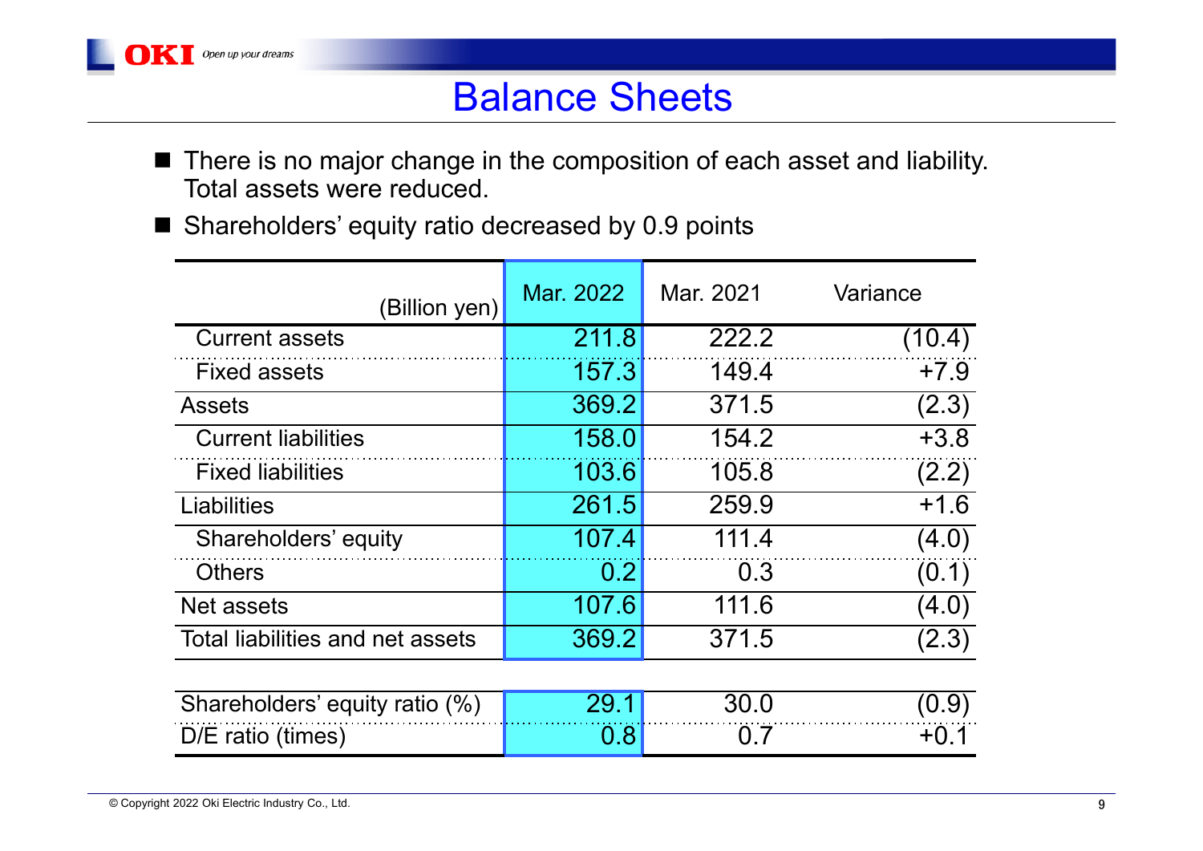# Balance Sheets

- There is no major change in the composition of each asset and liability. Total assets were reduced.
- Shareholders' equity ratio decreased by 0.9 points

| (Billion yen) | Mar. 2022 | Mar. 2021 | Variance |
|---|---|---|---|
| Current assets | 211.8 | 222.2 | (10.4) |
| Fixed assets | 157.3 | 149.4 | +7.9 |
| Assets | 369.2 | 371.5 | (2.3) |
| Current liabilities | 158.0 | 154.2 | +3.8 |
| Fixed liabilities | 103.6 | 105.8 | (2.2) |
| Liabilities | 261.5 | 259.9 | +1.6 |
| Shareholders' equity | 107.4 | 111.4 | (4.0) |
| Others | 0.2 | 0.3 | (0.1) |
| Net assets | 107.6 | 111.6 | (4.0) |
| Total liabilities and net assets | 369.2 | 371.5 | (2.3) |
| Shareholders' equity ratio (%) | 29.1 | 30.0 | (0.9) |
| D/E ratio (times) | 0.8 | 0.7 | +0.1 |

© Copyright 2022 Oki Electric Industry Co., Ltd.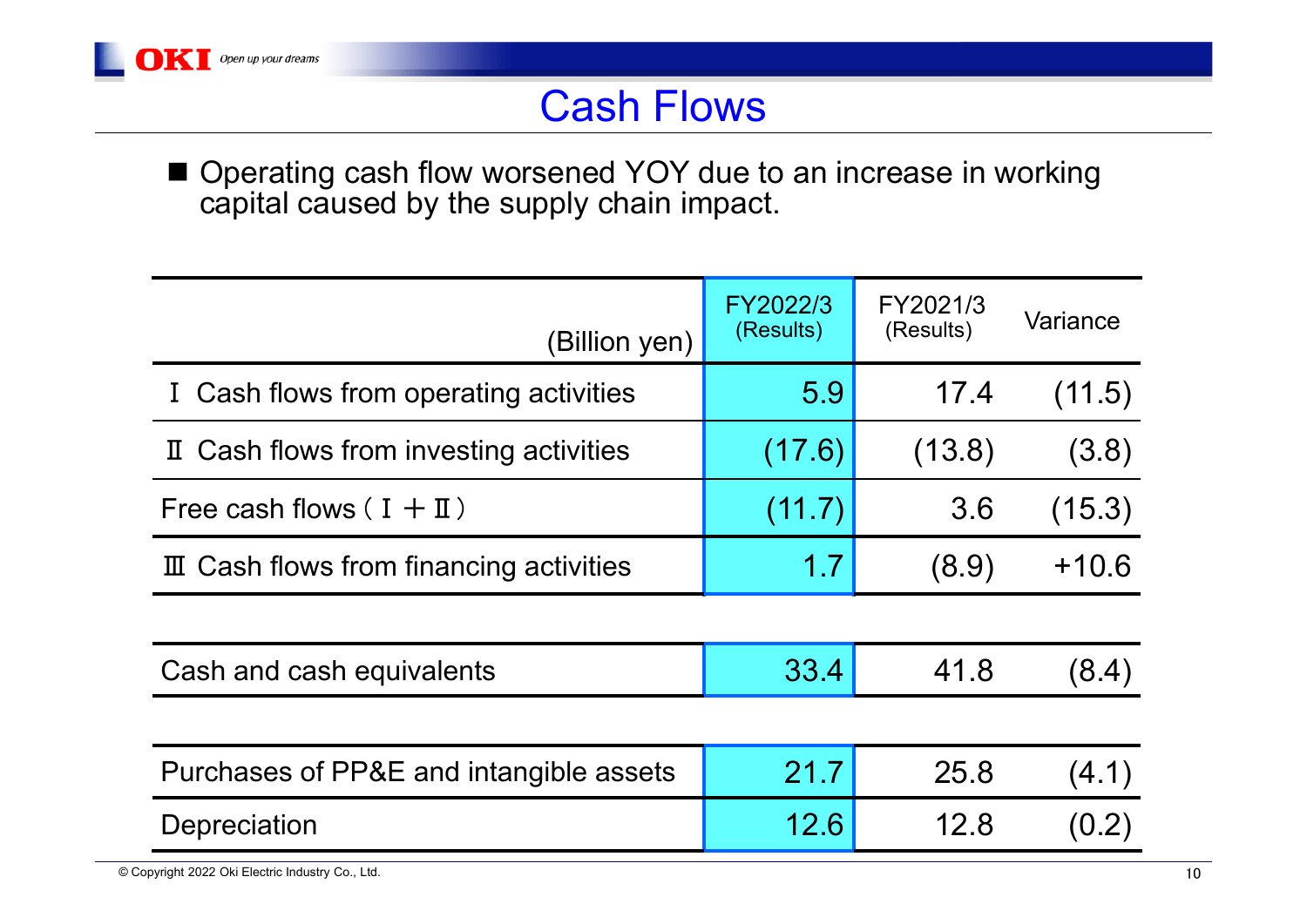# Cash Flows

- Operating cash flow worsened YOY due to an increase in working capital caused by the supply chain impact.

| (Billion yen) | FY2022/3 (Results) | FY2021/3 (Results) | Variance |
|---|---|---|---|
| Ⅰ Cash flows from operating activities | 5.9 | 17.4 | (11.5) |
| Ⅱ Cash flows from investing activities | (17.6) | (13.8) | (3.8) |
| Free cash flows（Ⅰ＋Ⅱ） | (11.7) | 3.6 | (15.3) |
| Ⅲ Cash flows from financing activities | 1.7 | (8.9) | +10.6 |
| Cash and cash equivalents | 33.4 | 41.8 | (8.4) |
| Purchases of PP&E and intangible assets | 21.7 | 25.8 | (4.1) |
| Depreciation | 12.6 | 12.8 | (0.2) |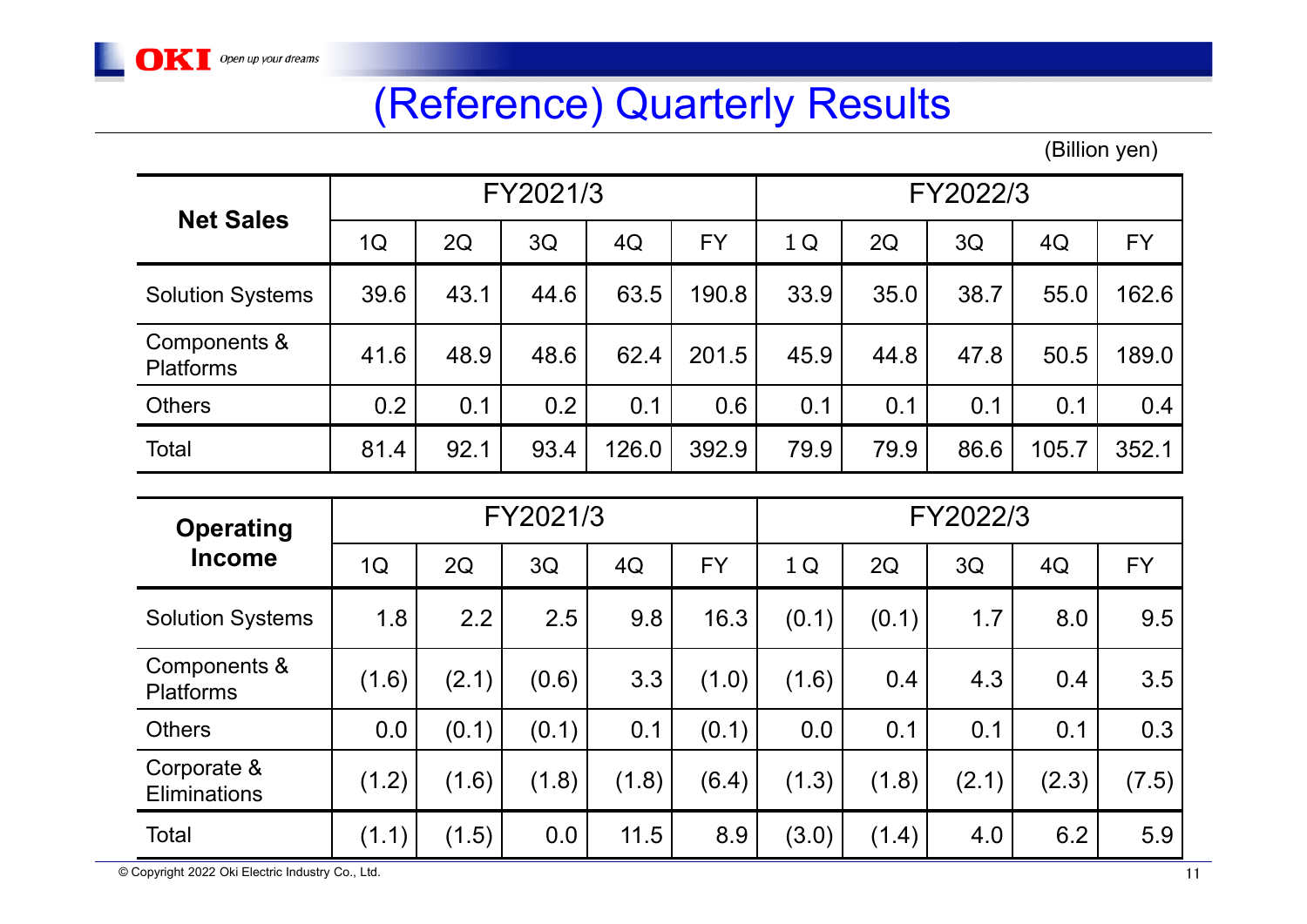# (Reference) Quarterly Results

(Billion yen)

| Net Sales | FY2021/3 | | | | | FY2022/3 | | | | |
|---|---|---|---|---|---|---|---|---|---|---|
| | 1Q | 2Q | 3Q | 4Q | FY | 1Q | 2Q | 3Q | 4Q | FY |
| Solution Systems | 39.6 | 43.1 | 44.6 | 63.5 | 190.8 | 33.9 | 35.0 | 38.7 | 55.0 | 162.6 |
| Components & Platforms | 41.6 | 48.9 | 48.6 | 62.4 | 201.5 | 45.9 | 44.8 | 47.8 | 50.5 | 189.0 |
| Others | 0.2 | 0.1 | 0.2 | 0.1 | 0.6 | 0.1 | 0.1 | 0.1 | 0.1 | 0.4 |
| Total | 81.4 | 92.1 | 93.4 | 126.0 | 392.9 | 79.9 | 79.9 | 86.6 | 105.7 | 352.1 |

| Operating Income | FY2021/3 | | | | | FY2022/3 | | | | |
|---|---|---|---|---|---|---|---|---|---|---|
| | 1Q | 2Q | 3Q | 4Q | FY | 1Q | 2Q | 3Q | 4Q | FY |
| Solution Systems | 1.8 | 2.2 | 2.5 | 9.8 | 16.3 | (0.1) | (0.1) | 1.7 | 8.0 | 9.5 |
| Components & Platforms | (1.6) | (2.1) | (0.6) | 3.3 | (1.0) | (1.6) | 0.4 | 4.3 | 0.4 | 3.5 |
| Others | 0.0 | (0.1) | (0.1) | 0.1 | (0.1) | 0.0 | 0.1 | 0.1 | 0.1 | 0.3 |
| Corporate & Eliminations | (1.2) | (1.6) | (1.8) | (1.8) | (6.4) | (1.3) | (1.8) | (2.1) | (2.3) | (7.5) |
| Total | (1.1) | (1.5) | 0.0 | 11.5 | 8.9 | (3.0) | (1.4) | 4.0 | 6.2 | 5.9 |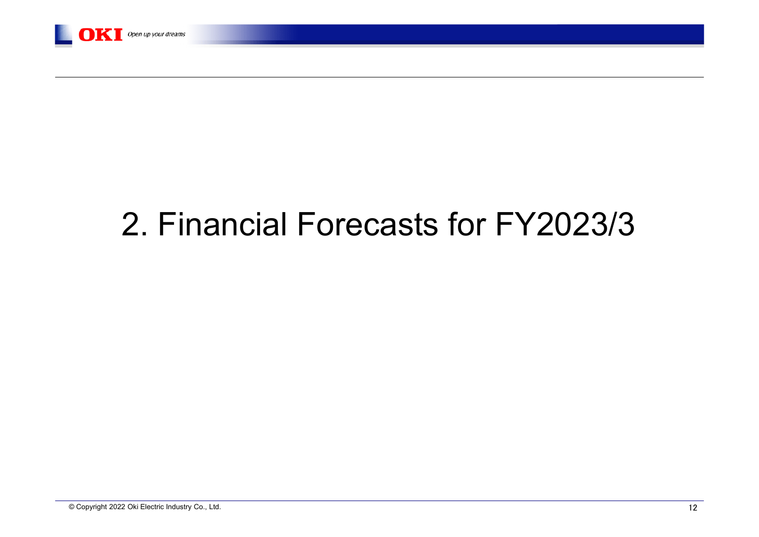# 2. Financial Forecasts for FY2023/3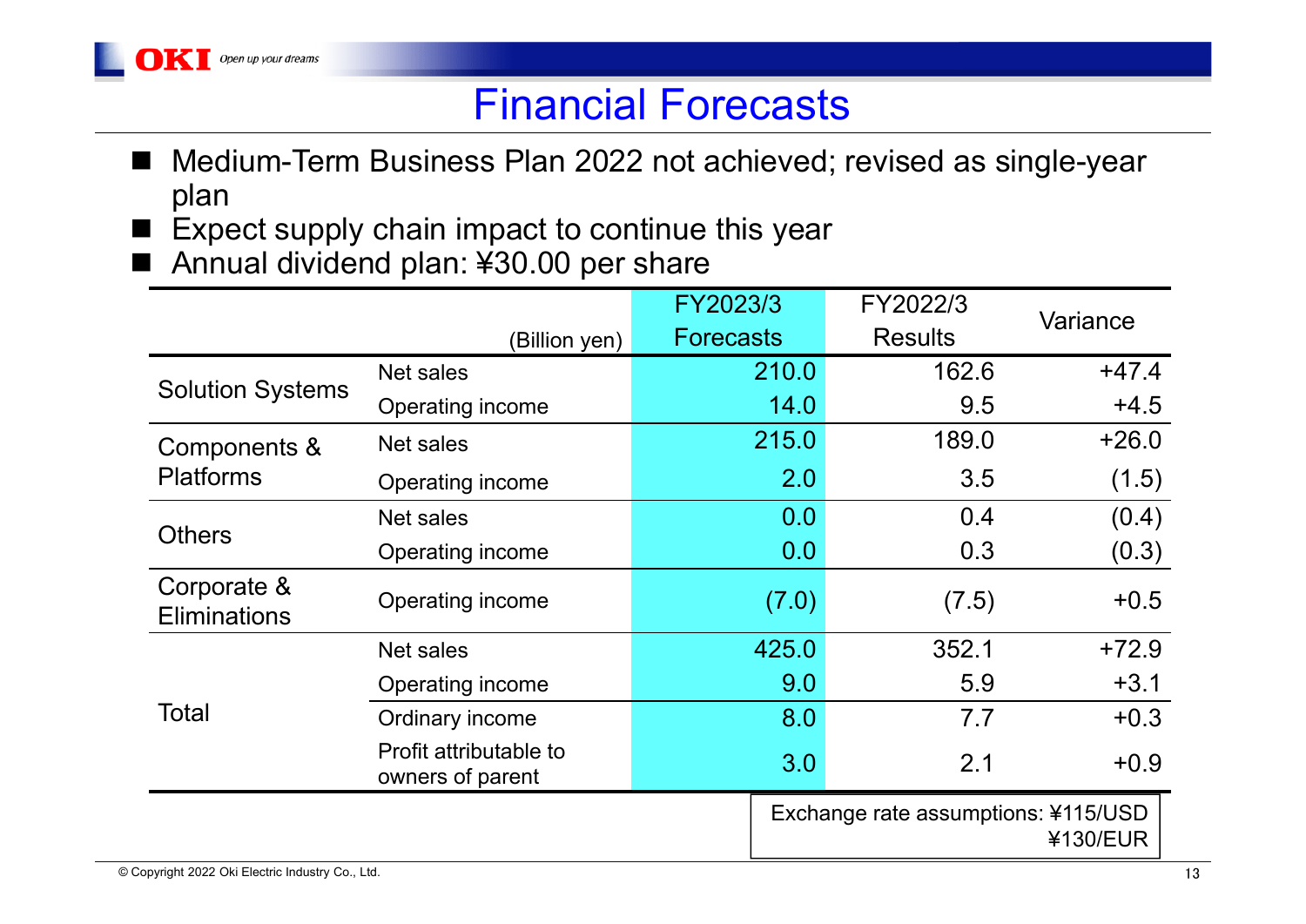# Financial Forecasts

- Medium-Term Business Plan 2022 not achieved; revised as single-year plan
- Expect supply chain impact to continue this year
- Annual dividend plan: ¥30.00 per share

| | (Billion yen) | FY2023/3 Forecasts | FY2022/3 Results | Variance |
|---|---|---|---|---|
| Solution Systems | Net sales | 210.0 | 162.6 | +47.4 |
| | Operating income | 14.0 | 9.5 | +4.5 |
| Components & Platforms | Net sales | 215.0 | 189.0 | +26.0 |
| | Operating income | 2.0 | 3.5 | (1.5) |
| Others | Net sales | 0.0 | 0.4 | (0.4) |
| | Operating income | 0.0 | 0.3 | (0.3) |
| Corporate & Eliminations | Operating income | (7.0) | (7.5) | +0.5 |
| Total | Net sales | 425.0 | 352.1 | +72.9 |
| | Operating income | 9.0 | 5.9 | +3.1 |
| | Ordinary income | 8.0 | 7.7 | +0.3 |
| | Profit attributable to owners of parent | 3.0 | 2.1 | +0.9 |

Exchange rate assumptions: ¥115/USD
¥130/EUR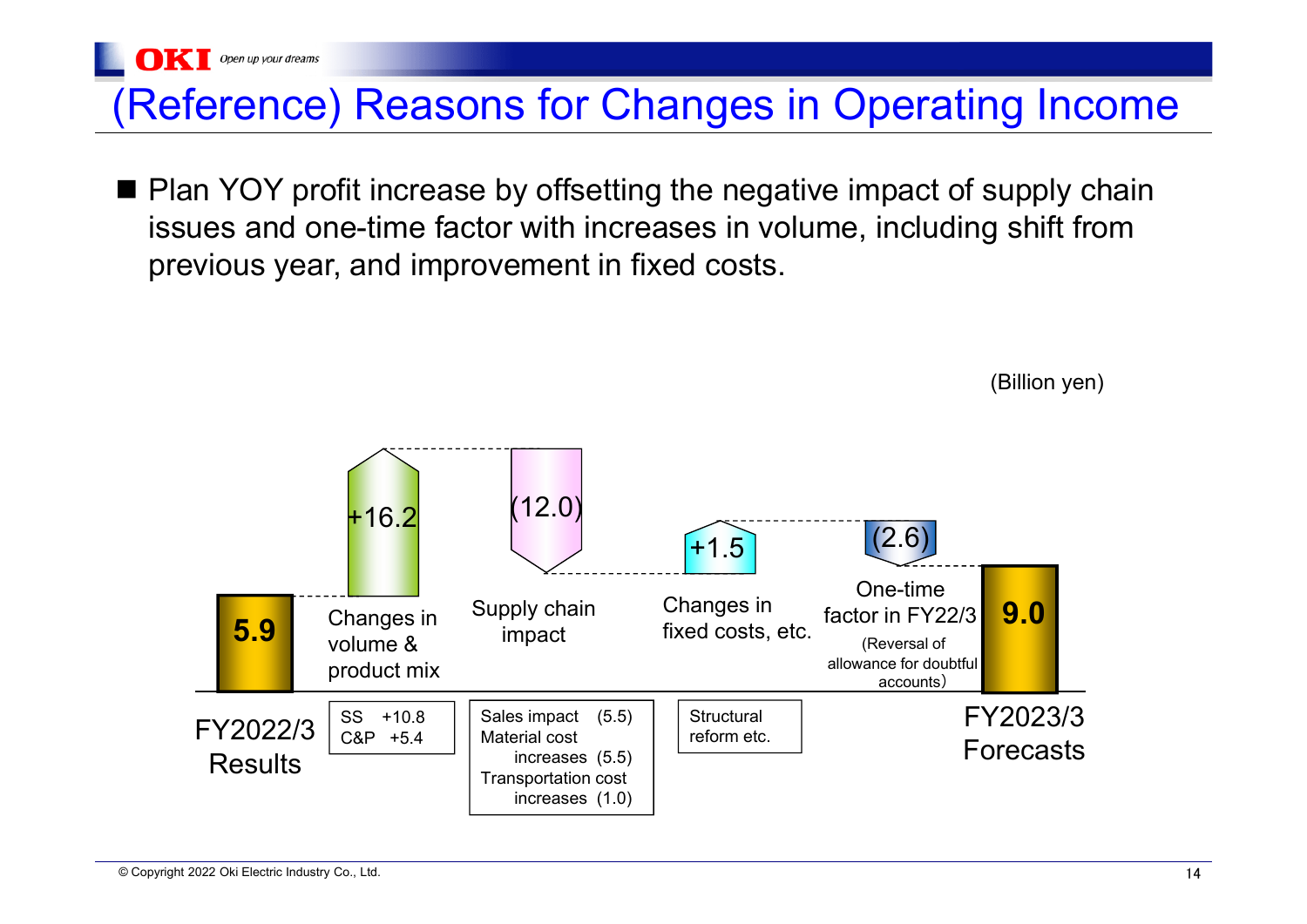# (Reference) Reasons for Changes in Operating Income

- Plan YOY profit increase by offsetting the negative impact of supply chain issues and one-time factor with increases in volume, including shift from previous year, and improvement in fixed costs.

(Billion yen)

| Item | Amount | Details |
|---|---|---|
| FY2022/3 Results | 5.9 | |
| Changes in volume & product mix | +16.2 | SS +10.8, C&P +5.4 |
| Supply chain impact | (12.0) | Sales impact (5.5), Material cost increases (5.5), Transportation cost increases (1.0) |
| Changes in fixed costs, etc. | +1.5 | Structural reform etc. |
| One-time factor in FY22/3 (Reversal of allowance for doubtful accounts) | (2.6) | |
| FY2023/3 Forecasts | 9.0 | |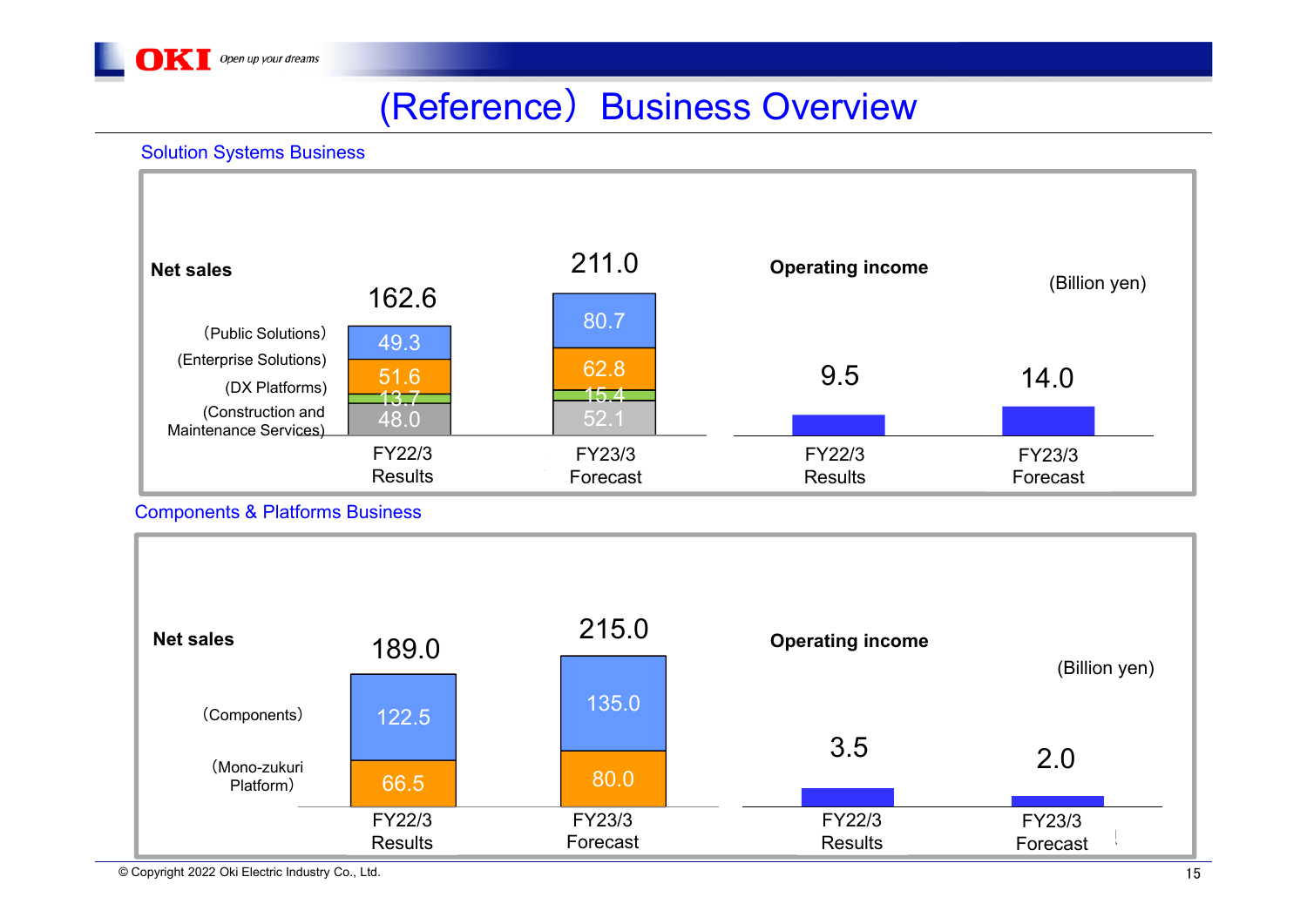# (Reference) Business Overview

## Solution Systems Business

(Billion yen)

**Net sales**

| | FY22/3 Results | FY23/3 Forecast |
|---|---|---|
| (Public Solutions) | 49.3 | 80.7 |
| (Enterprise Solutions) | 51.6 | 62.8 |
| (DX Platforms) | 13.7 | 15.4 |
| (Construction and Maintenance Services) | 48.0 | 52.1 |
| Total | 162.6 | 211.0 |

**Operating income**

| FY22/3 Results | FY23/3 Forecast |
|---|---|
| 9.5 | 14.0 |

## Components & Platforms Business

(Billion yen)

**Net sales**

| | FY22/3 Results | FY23/3 Forecast |
|---|---|---|
| (Components) | 122.5 | 135.0 |
| (Mono-zukuri Platform) | 66.5 | 80.0 |
| Total | 189.0 | 215.0 |

**Operating income**

| FY22/3 Results | FY23/3 Forecast |
|---|---|
| 3.5 | 2.0 |

© Copyright 2022 Oki Electric Industry Co., Ltd.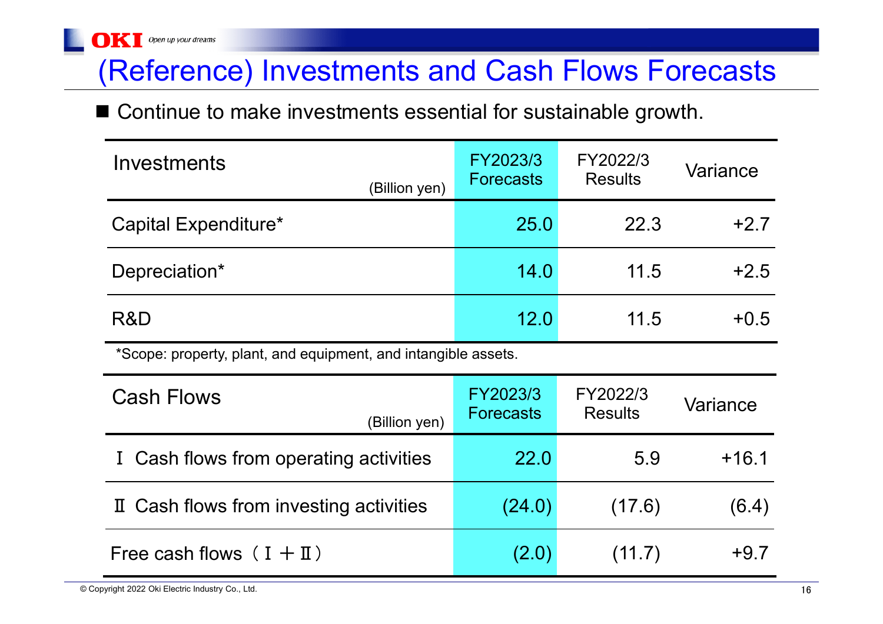# (Reference) Investments and Cash Flows Forecasts

■ Continue to make investments essential for sustainable growth.

| Investments (Billion yen) | FY2023/3 Forecasts | FY2022/3 Results | Variance |
|---|---|---|---|
| Capital Expenditure* | 25.0 | 22.3 | +2.7 |
| Depreciation* | 14.0 | 11.5 | +2.5 |
| R&D | 12.0 | 11.5 | +0.5 |

*Scope: property, plant, and equipment, and intangible assets.

| Cash Flows (Billion yen) | FY2023/3 Forecasts | FY2022/3 Results | Variance |
|---|---|---|---|
| Ⅰ Cash flows from operating activities | 22.0 | 5.9 | +16.1 |
| Ⅱ Cash flows from investing activities | (24.0) | (17.6) | (6.4) |
| Free cash flows（Ⅰ＋Ⅱ） | (2.0) | (11.7) | +9.7 |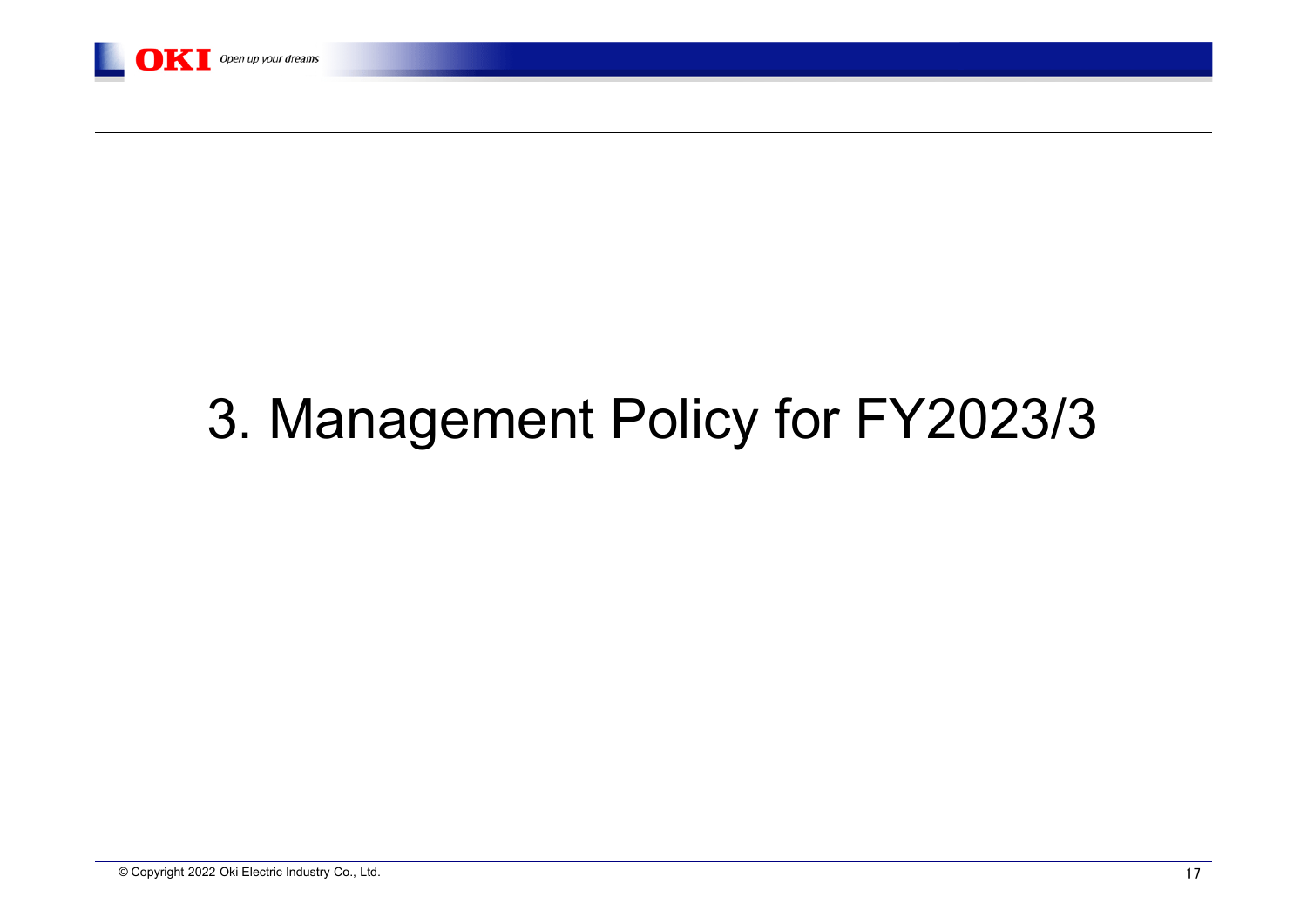# 3. Management Policy for FY2023/3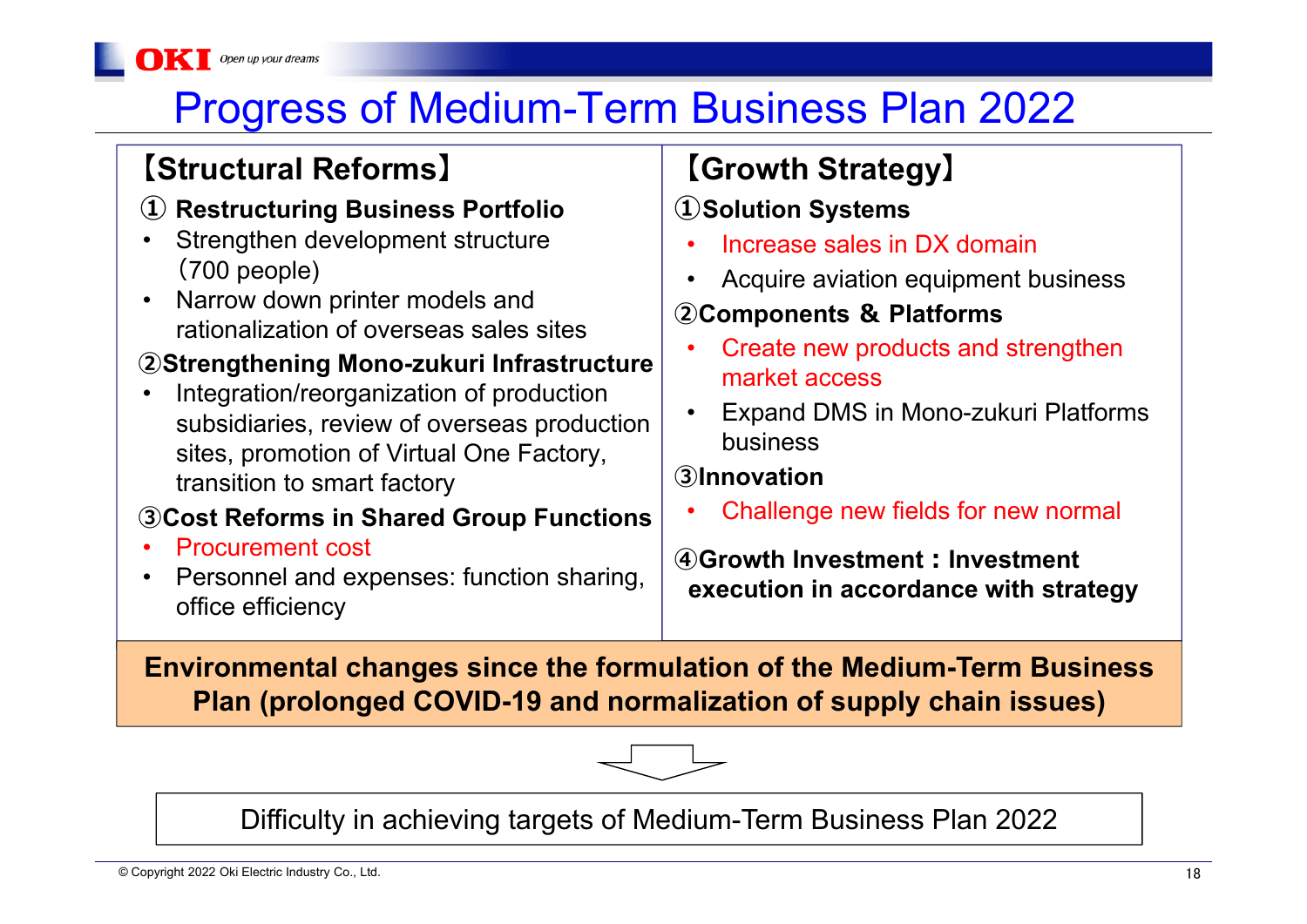# Progress of Medium-Term Business Plan 2022

## 【Structural Reforms】

**① Restructuring Business Portfolio**

- Strengthen development structure（700 people)
- Narrow down printer models and rationalization of overseas sales sites

**②Strengthening Mono-zukuri Infrastructure**

- Integration/reorganization of production subsidiaries, review of overseas production sites, promotion of Virtual One Factory, transition to smart factory

**③Cost Reforms in Shared Group Functions**

- Procurement cost
- Personnel and expenses: function sharing, office efficiency

## 【Growth Strategy】

**①Solution Systems**

- Increase sales in DX domain
- Acquire aviation equipment business

**②Components ＆ Platforms**

- Create new products and strengthen market access
- Expand DMS in Mono-zukuri Platforms business

**③Innovation**

- Challenge new fields for new normal

**④Growth Investment：Investment execution in accordance with strategy**

**Environmental changes since the formulation of the Medium-Term Business Plan (prolonged COVID-19 and normalization of supply chain issues)**

↓

Difficulty in achieving targets of Medium-Term Business Plan 2022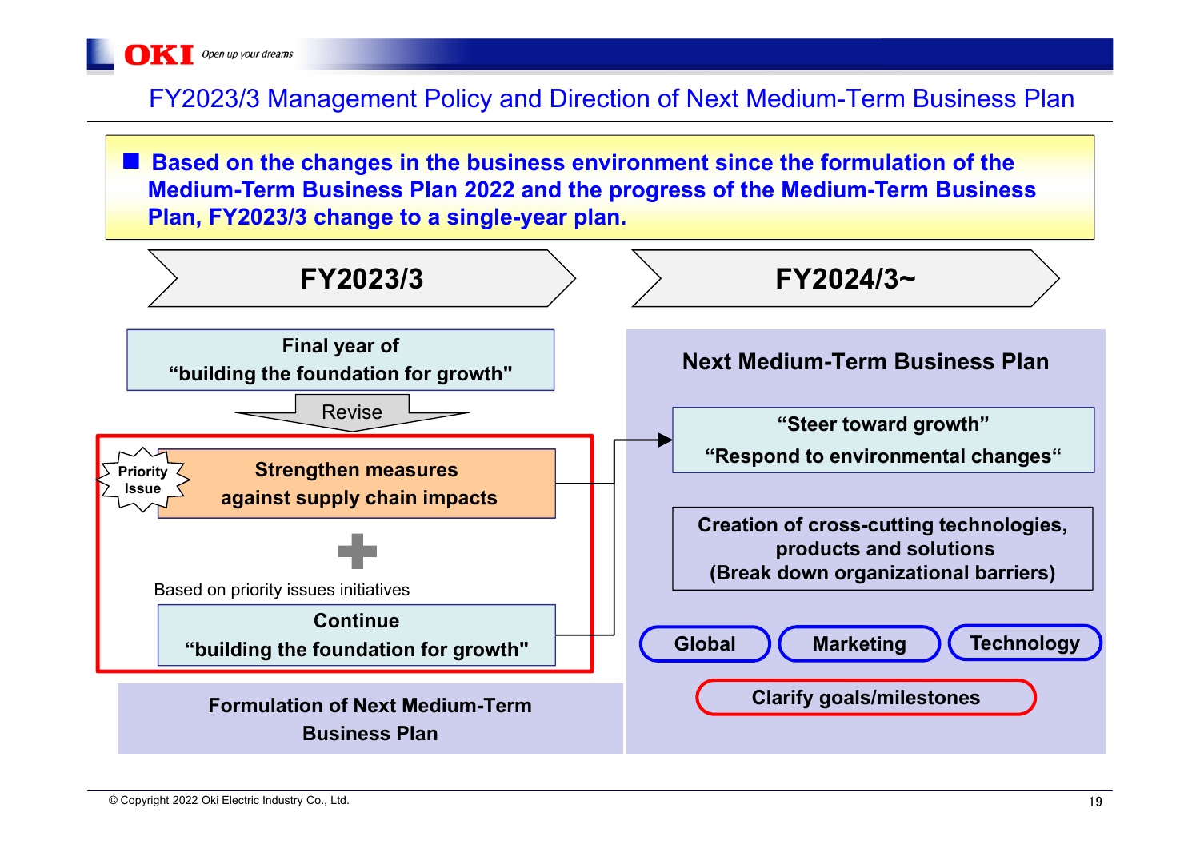# FY2023/3 Management Policy and Direction of Next Medium-Term Business Plan

- **Based on the changes in the business environment since the formulation of the Medium-Term Business Plan 2022 and the progress of the Medium-Term Business Plan, FY2023/3 change to a single-year plan.**

## FY2023/3

**Final year of "building the foundation for growth"**

Revise

Priority Issue

**Strengthen measures against supply chain impacts**

+

Based on priority issues initiatives

**Continue "building the foundation for growth"**

**Formulation of Next Medium-Term Business Plan**

## FY2024/3~

**Next Medium-Term Business Plan**

**"Steer toward growth"**
**"Respond to environmental changes"**

**Creation of cross-cutting technologies, products and solutions (Break down organizational barriers)**

**Global** | **Marketing** | **Technology**

**Clarify goals/milestones**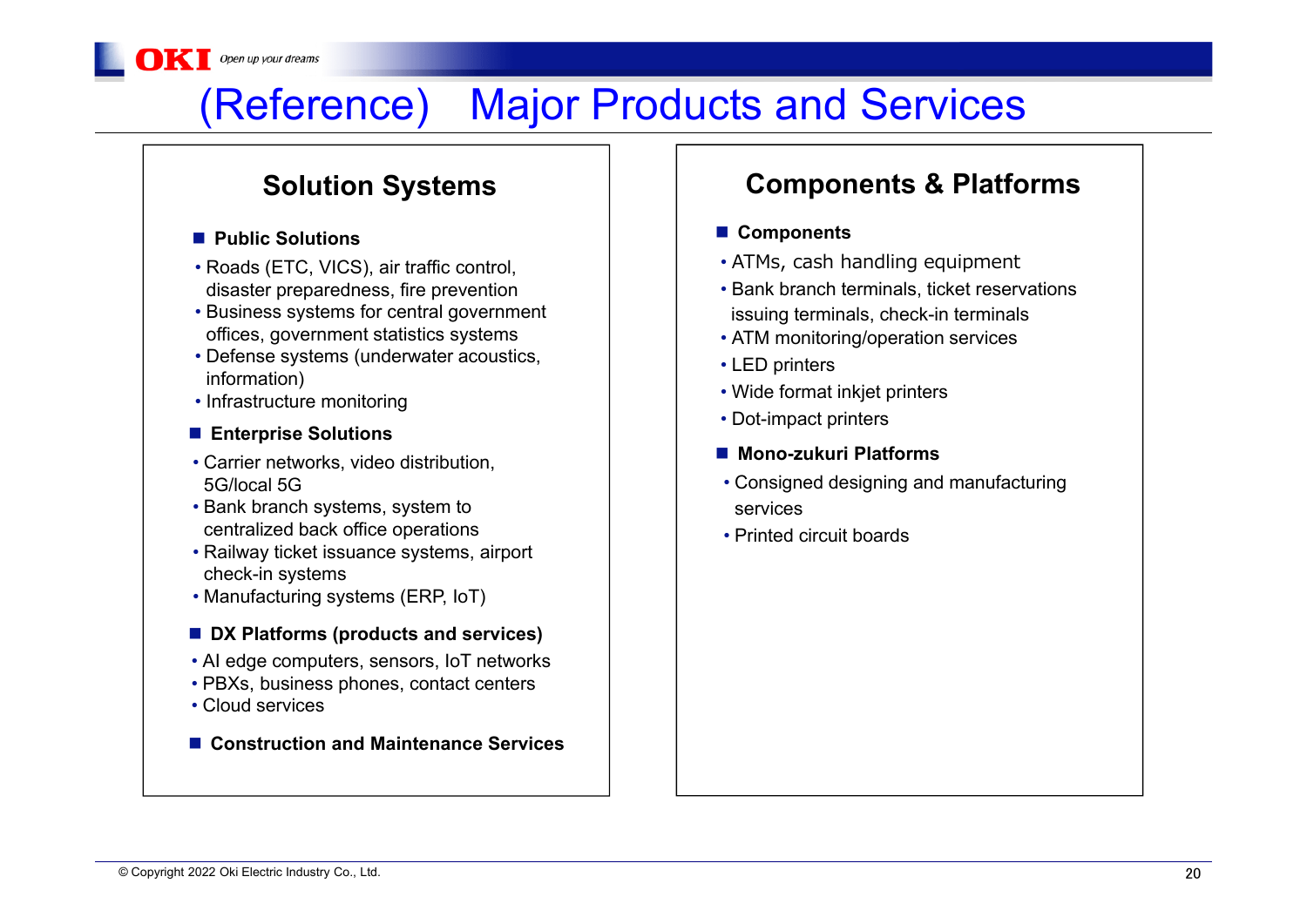# (Reference) Major Products and Services

## Solution Systems

### Public Solutions

- Roads (ETC, VICS), air traffic control, disaster preparedness, fire prevention
- Business systems for central government offices, government statistics systems
- Defense systems (underwater acoustics, information)
- Infrastructure monitoring

### Enterprise Solutions

- Carrier networks, video distribution, 5G/local 5G
- Bank branch systems, system to centralized back office operations
- Railway ticket issuance systems, airport check-in systems
- Manufacturing systems (ERP, IoT)

### DX Platforms (products and services)

- AI edge computers, sensors, IoT networks
- PBXs, business phones, contact centers
- Cloud services

### Construction and Maintenance Services

## Components & Platforms

### Components

- ATMs, cash handling equipment
- Bank branch terminals, ticket reservations issuing terminals, check-in terminals
- ATM monitoring/operation services
- LED printers
- Wide format inkjet printers
- Dot-impact printers

### Mono-zukuri Platforms

- Consigned designing and manufacturing services
- Printed circuit boards

© Copyright 2022 Oki Electric Industry Co., Ltd.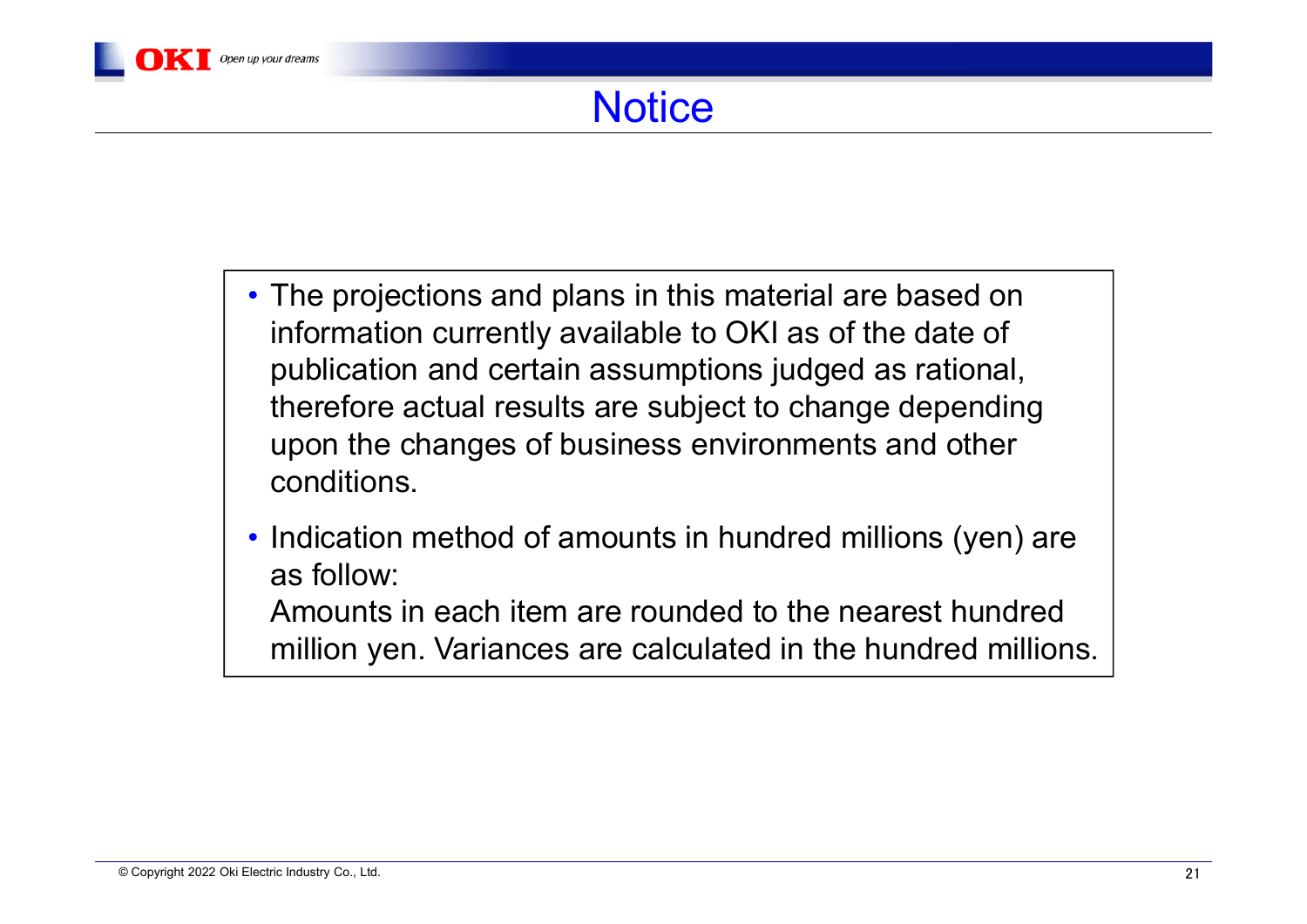# Notice

- The projections and plans in this material are based on information currently available to OKI as of the date of publication and certain assumptions judged as rational, therefore actual results are subject to change depending upon the changes of business environments and other conditions.
- Indication method of amounts in hundred millions (yen) are as follow:
  Amounts in each item are rounded to the nearest hundred million yen. Variances are calculated in the hundred millions.

© Copyright 2022 Oki Electric Industry Co., Ltd.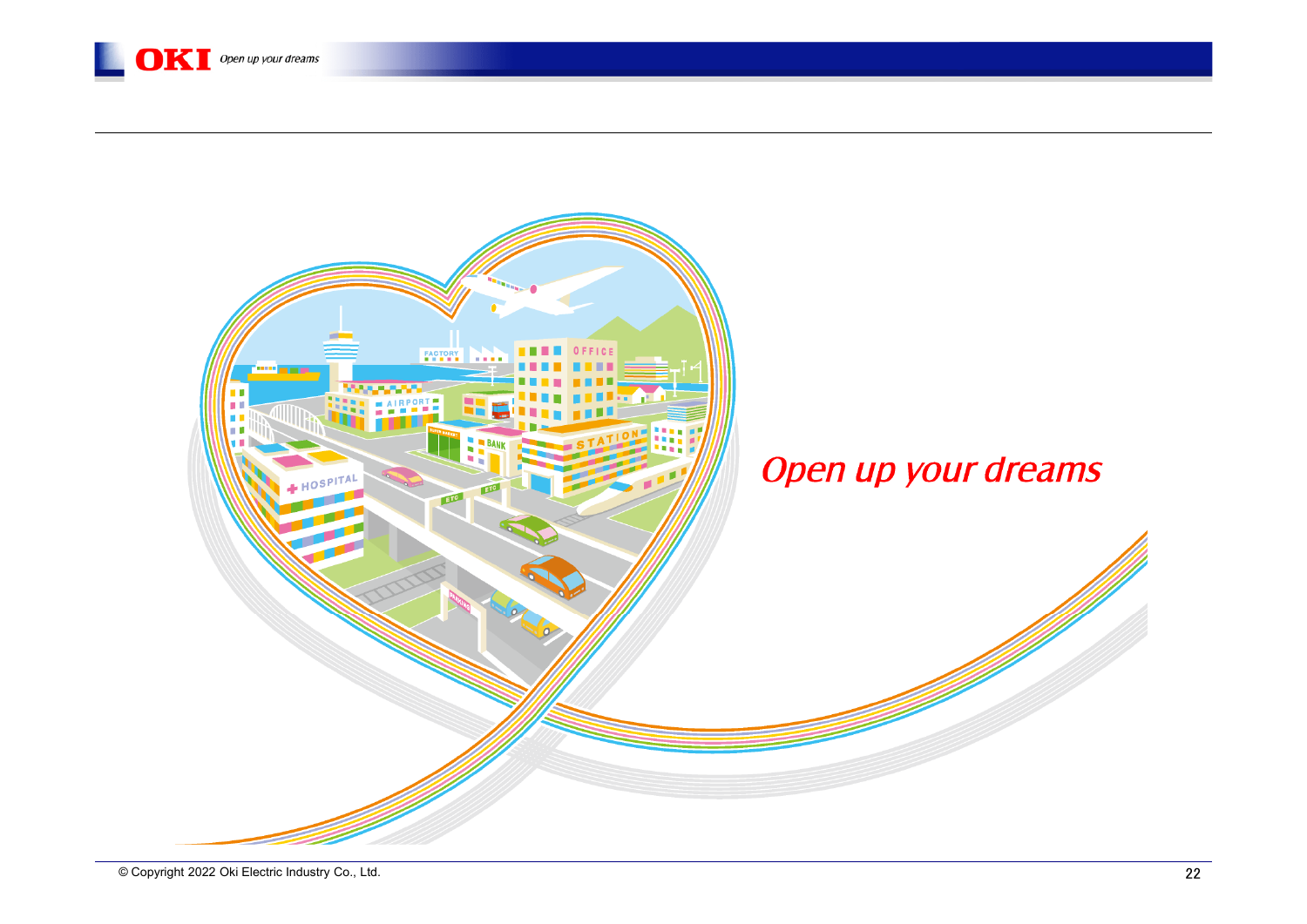*Open up your dreams*